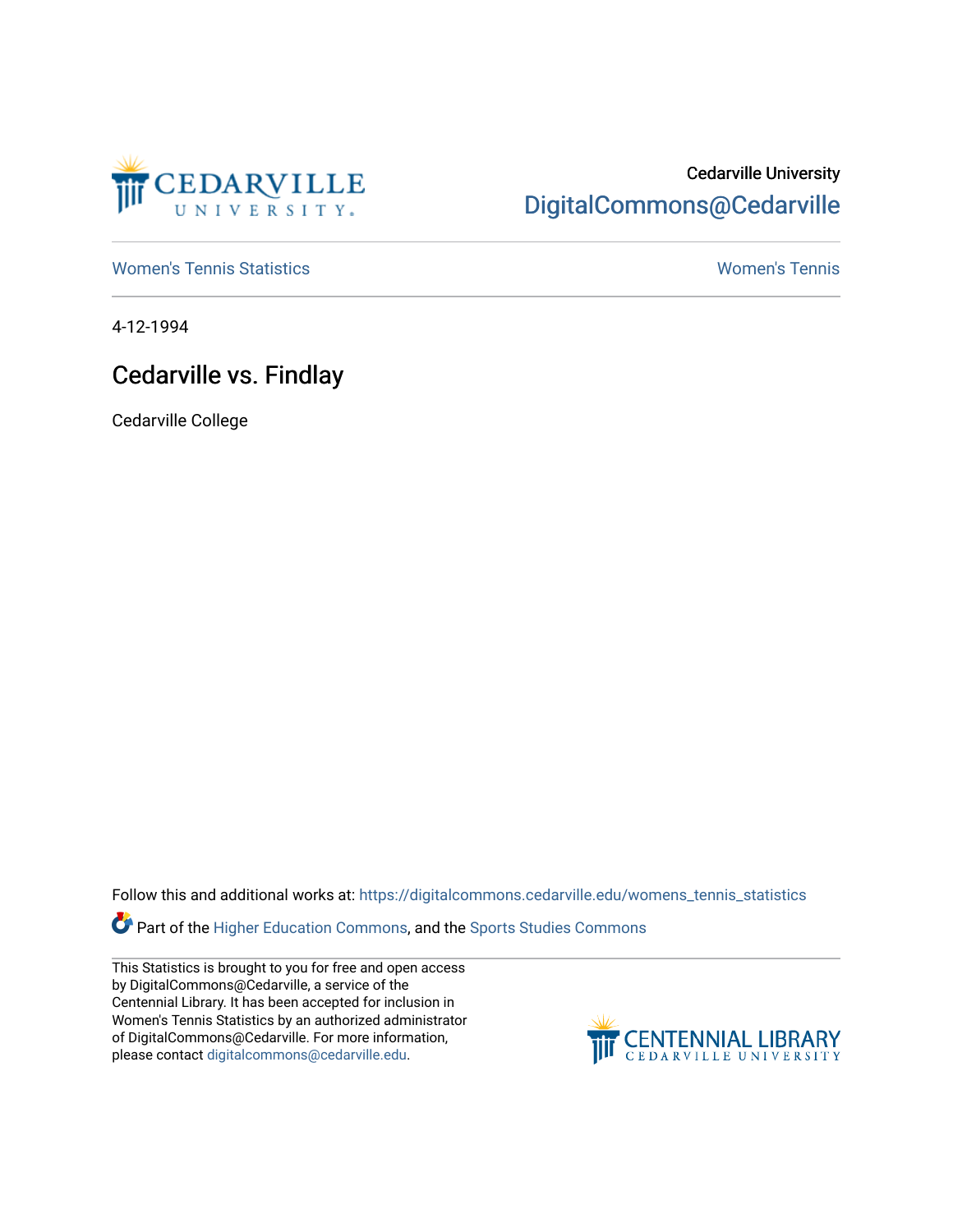Cedarville University

DigitalCommons@Cedarville

Women's Tennis Statistics

Women's Tennis

4-12-1994

# Cedarville vs. Findlay

Cedarville College

Follow this and additional works at: https://digitalcommons.cedarville.edu/womens_tennis_statistics

Part of the Higher Education Commons, and the Sports Studies Commons

This Statistics is brought to you for free and open access by DigitalCommons@Cedarville, a service of the Centennial Library. It has been accepted for inclusion in Women's Tennis Statistics by an authorized administrator of DigitalCommons@Cedarville. For more information, please contact digitalcommons@cedarville.edu.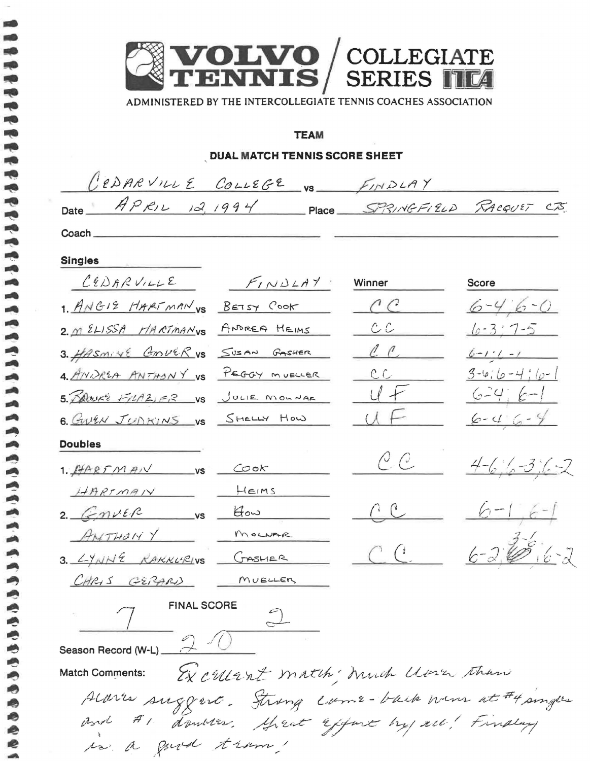# VOLVO TENNIS / COLLEGIATE SERIES ITCA

ADMINISTERED BY THE INTERCOLLEGIATE TENNIS COACHES ASSOCIATION

## TEAM

## DUAL MATCH TENNIS SCORE SHEET

CEDARVILLE COLLEGE vs FINDLAY

Date APRIL 12 1994 Place SPRINGFIELD RACQUET CTS.

Coach

### Singles

| CEDARVILLE | | FINDLAY | Winner | Score |
|---|---|---|---|---|
| 1. ANGIE HARTMAN | vs | BETSY COOK | CC | 6-4; 6-0 |
| 2. MELISSA HARTMAN | vs | ANDREA HEIMS | CC | 6-3; 7-5 |
| 3. JASMINE GNUER | vs | SUSAN GASHER | CC | 6-1; 6-1 |
| 4. ANDREA ANTHONY | vs | PEGGY MUELLER | CC | 3-6; 6-4; 6-1 |
| 5. BROOKE FRAZIER | vs | JULIE MOLNAR | UF | 6-4; 6-1 |
| 6. GWEN JUDKINS | vs | SHELLY HOW | UF | 6-4; 6-4 |

### Doubles

| CEDARVILLE | | FINDLAY | Winner | Score |
|---|---|---|---|---|
| 1. HARTMAN / HARTMAN | vs | COOK / HEIMS | CC | 4-6; 6-3; 6-2 |
| 2. GNUER / ANTHONY | vs | HOW / MOLNAR | CC | 6-1; 6-1 |
| 3. LYNNE RAKKURI / CHRIS GERARD | vs | GASHER / MUELLER | CC | 6-2; 3-6; 6-2 |

FINAL SCORE

7 — 2

Season Record (W-L) 2-0

Match Comments: Excellent match; much closer than scores suggest. Strong come-back wins at #4 singles and #1 doubles. Great effort by all! Findlay is a good team!